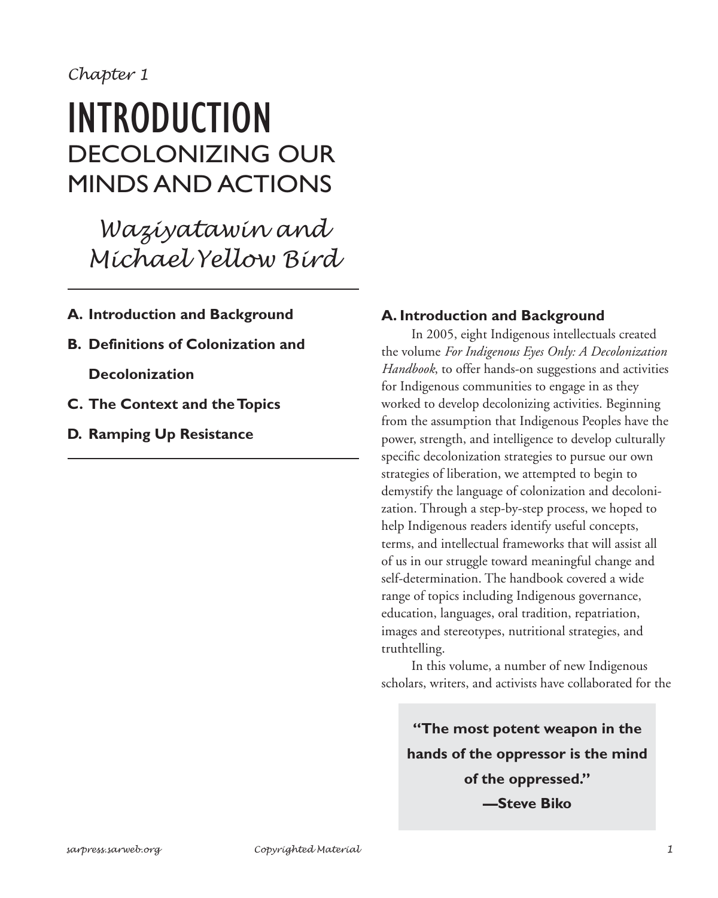*Chapter 1*

# INTRODUCTION
## DECOLONIZING OUR MINDS AND ACTIONS

*Waziyatawin and Michael Yellow Bird*

---

- **A. Introduction and Background**
- **B. Definitions of Colonization and Decolonization**
- **C. The Context and the Topics**
- **D. Ramping Up Resistance**

---

### A. Introduction and Background

In 2005, eight Indigenous intellectuals created the volume *For Indigenous Eyes Only: A Decolonization Handbook*, to offer hands-on suggestions and activities for Indigenous communities to engage in as they worked to develop decolonizing activities. Beginning from the assumption that Indigenous Peoples have the power, strength, and intelligence to develop culturally specific decolonization strategies to pursue our own strategies of liberation, we attempted to begin to demystify the language of colonization and decolonization. Through a step-by-step process, we hoped to help Indigenous readers identify useful concepts, terms, and intellectual frameworks that will assist all of us in our struggle toward meaningful change and self-determination. The handbook covered a wide range of topics including Indigenous governance, education, languages, oral tradition, repatriation, images and stereotypes, nutritional strategies, and truthtelling.

In this volume, a number of new Indigenous scholars, writers, and activists have collaborated for the

> **"The most potent weapon in the hands of the oppressor is the mind of the oppressed."**
> **—Steve Biko**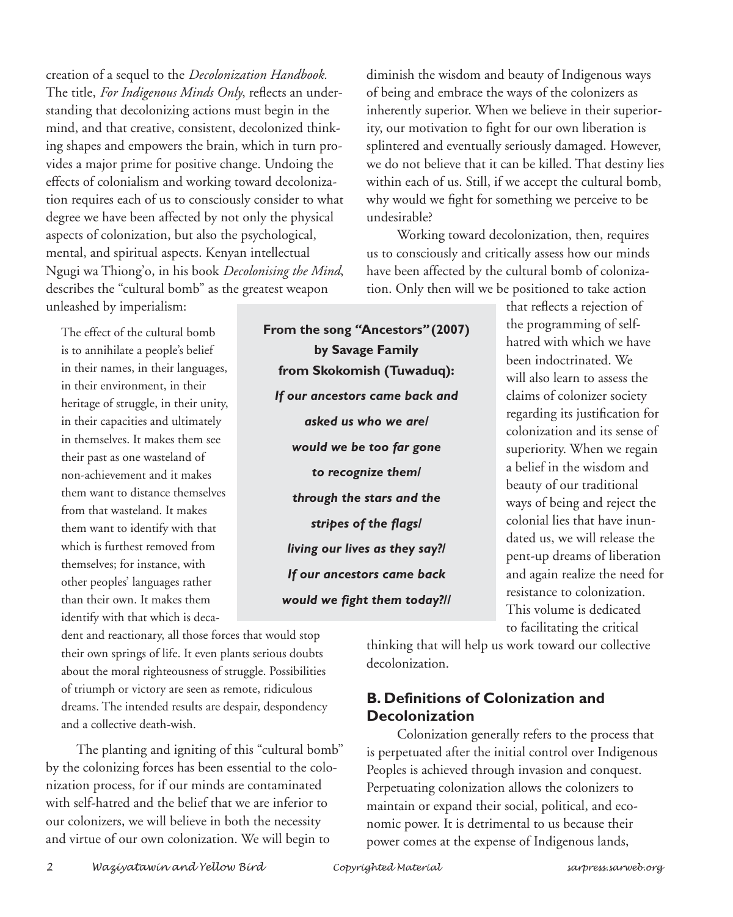creation of a sequel to the *Decolonization Handbook.* The title, *For Indigenous Minds Only*, reflects an understanding that decolonizing actions must begin in the mind, and that creative, consistent, decolonized thinking shapes and empowers the brain, which in turn provides a major prime for positive change. Undoing the effects of colonialism and working toward decolonization requires each of us to consciously consider to what degree we have been affected by not only the physical aspects of colonization, but also the psychological, mental, and spiritual aspects. Kenyan intellectual Ngugi wa Thiong'o, in his book *Decolonising the Mind*, describes the "cultural bomb" as the greatest weapon unleashed by imperialism:

> The effect of the cultural bomb is to annihilate a people's belief in their names, in their languages, in their environment, in their heritage of struggle, in their unity, in their capacities and ultimately in themselves. It makes them see their past as one wasteland of non-achievement and it makes them want to distance themselves from that wasteland. It makes them want to identify with that which is furthest removed from themselves; for instance, with other peoples' languages rather than their own. It makes them identify with that which is decadent and reactionary, all those forces that would stop their own springs of life. It even plants serious doubts about the moral righteousness of struggle. Possibilities of triumph or victory are seen as remote, ridiculous dreams. The intended results are despair, despondency and a collective death-wish.

The planting and igniting of this "cultural bomb" by the colonizing forces has been essential to the colonization process, for if our minds are contaminated with self-hatred and the belief that we are inferior to our colonizers, we will believe in both the necessity and virtue of our own colonization. We will begin to diminish the wisdom and beauty of Indigenous ways of being and embrace the ways of the colonizers as inherently superior. When we believe in their superiority, our motivation to fight for our own liberation is splintered and eventually seriously damaged. However, we do not believe that it can be killed. That destiny lies within each of us. Still, if we accept the cultural bomb, why would we fight for something we perceive to be undesirable?

Working toward decolonization, then, requires us to consciously and critically assess how our minds have been affected by the cultural bomb of colonization. Only then will we be positioned to take action that reflects a rejection of the programming of self-hatred with which we have been indoctrinated. We will also learn to assess the claims of colonizer society regarding its justification for colonization and its sense of superiority. When we regain a belief in the wisdom and beauty of our traditional ways of being and reject the colonial lies that have inundated us, we will release the pent-up dreams of liberation and again realize the need for resistance to colonization. This volume is dedicated to facilitating the critical thinking that will help us work toward our collective decolonization.

> **From the song "Ancestors" (2007) by Savage Family from Skokomish (Tuwaduq):**
>
> ***If our ancestors came back and asked us who we are/ would we be too far gone to recognize them/ through the stars and the stripes of the flags/ living our lives as they say?/ If our ancestors came back would we fight them today?//***

## B. Definitions of Colonization and Decolonization

Colonization generally refers to the process that is perpetuated after the initial control over Indigenous Peoples is achieved through invasion and conquest. Perpetuating colonization allows the colonizers to maintain or expand their social, political, and economic power. It is detrimental to us because their power comes at the expense of Indigenous lands,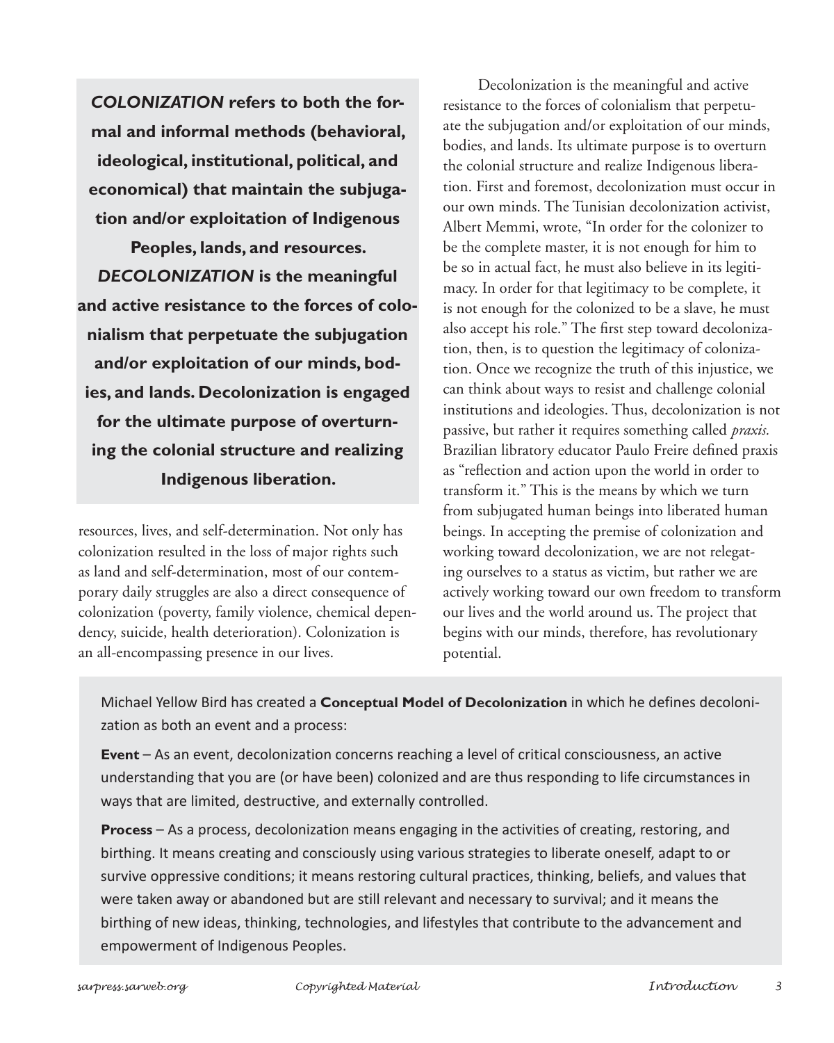> ***COLONIZATION*** **refers to both the formal and informal methods (behavioral, ideological, institutional, political, and economical) that maintain the subjugation and/or exploitation of Indigenous Peoples, lands, and resources.** ***DECOLONIZATION*** **is the meaningful and active resistance to the forces of colonialism that perpetuate the subjugation and/or exploitation of our minds, bodies, and lands. Decolonization is engaged for the ultimate purpose of overturning the colonial structure and realizing Indigenous liberation.**

resources, lives, and self-determination. Not only has colonization resulted in the loss of major rights such as land and self-determination, most of our contemporary daily struggles are also a direct consequence of colonization (poverty, family violence, chemical dependency, suicide, health deterioration). Colonization is an all-encompassing presence in our lives.

Decolonization is the meaningful and active resistance to the forces of colonialism that perpetuate the subjugation and/or exploitation of our minds, bodies, and lands. Its ultimate purpose is to overturn the colonial structure and realize Indigenous liberation. First and foremost, decolonization must occur in our own minds. The Tunisian decolonization activist, Albert Memmi, wrote, "In order for the colonizer to be the complete master, it is not enough for him to be so in actual fact, he must also believe in its legitimacy. In order for that legitimacy to be complete, it is not enough for the colonized to be a slave, he must also accept his role." The first step toward decolonization, then, is to question the legitimacy of colonization. Once we recognize the truth of this injustice, we can think about ways to resist and challenge colonial institutions and ideologies. Thus, decolonization is not passive, but rather it requires something called *praxis.* Brazilian libratory educator Paulo Freire defined praxis as "reflection and action upon the world in order to transform it." This is the means by which we turn from subjugated human beings into liberated human beings. In accepting the premise of colonization and working toward decolonization, we are not relegating ourselves to a status as victim, but rather we are actively working toward our own freedom to transform our lives and the world around us. The project that begins with our minds, therefore, has revolutionary potential.

> Michael Yellow Bird has created a **Conceptual Model of Decolonization** in which he defines decolonization as both an event and a process:
>
> **Event** – As an event, decolonization concerns reaching a level of critical consciousness, an active understanding that you are (or have been) colonized and are thus responding to life circumstances in ways that are limited, destructive, and externally controlled.
>
> **Process** – As a process, decolonization means engaging in the activities of creating, restoring, and birthing. It means creating and consciously using various strategies to liberate oneself, adapt to or survive oppressive conditions; it means restoring cultural practices, thinking, beliefs, and values that were taken away or abandoned but are still relevant and necessary to survival; and it means the birthing of new ideas, thinking, technologies, and lifestyles that contribute to the advancement and empowerment of Indigenous Peoples.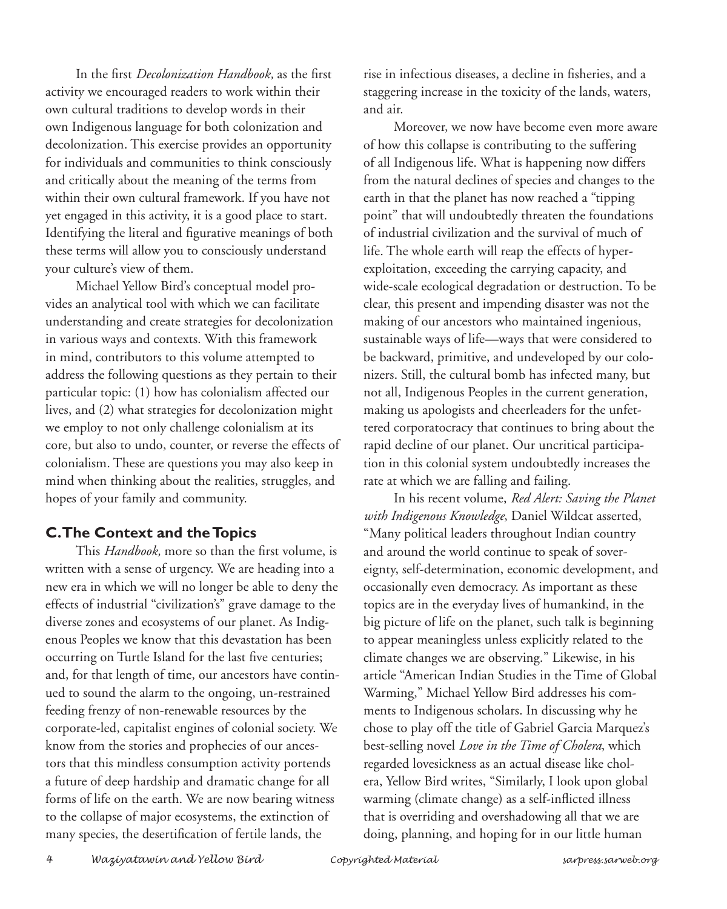In the first *Decolonization Handbook,* as the first activity we encouraged readers to work within their own cultural traditions to develop words in their own Indigenous language for both colonization and decolonization. This exercise provides an opportunity for individuals and communities to think consciously and critically about the meaning of the terms from within their own cultural framework. If you have not yet engaged in this activity, it is a good place to start. Identifying the literal and figurative meanings of both these terms will allow you to consciously understand your culture's view of them.

Michael Yellow Bird's conceptual model provides an analytical tool with which we can facilitate understanding and create strategies for decolonization in various ways and contexts. With this framework in mind, contributors to this volume attempted to address the following questions as they pertain to their particular topic: (1) how has colonialism affected our lives, and (2) what strategies for decolonization might we employ to not only challenge colonialism at its core, but also to undo, counter, or reverse the effects of colonialism. These are questions you may also keep in mind when thinking about the realities, struggles, and hopes of your family and community.

## C. The Context and the Topics

This *Handbook,* more so than the first volume, is written with a sense of urgency. We are heading into a new era in which we will no longer be able to deny the effects of industrial "civilization's" grave damage to the diverse zones and ecosystems of our planet. As Indigenous Peoples we know that this devastation has been occurring on Turtle Island for the last five centuries; and, for that length of time, our ancestors have continued to sound the alarm to the ongoing, un-restrained feeding frenzy of non-renewable resources by the corporate-led, capitalist engines of colonial society. We know from the stories and prophecies of our ancestors that this mindless consumption activity portends a future of deep hardship and dramatic change for all forms of life on the earth. We are now bearing witness to the collapse of major ecosystems, the extinction of many species, the desertification of fertile lands, the rise in infectious diseases, a decline in fisheries, and a staggering increase in the toxicity of the lands, waters, and air.

Moreover, we now have become even more aware of how this collapse is contributing to the suffering of all Indigenous life. What is happening now differs from the natural declines of species and changes to the earth in that the planet has now reached a "tipping point" that will undoubtedly threaten the foundations of industrial civilization and the survival of much of life. The whole earth will reap the effects of hyper-exploitation, exceeding the carrying capacity, and wide-scale ecological degradation or destruction. To be clear, this present and impending disaster was not the making of our ancestors who maintained ingenious, sustainable ways of life—ways that were considered to be backward, primitive, and undeveloped by our colonizers. Still, the cultural bomb has infected many, but not all, Indigenous Peoples in the current generation, making us apologists and cheerleaders for the unfettered corporatocracy that continues to bring about the rapid decline of our planet. Our uncritical participation in this colonial system undoubtedly increases the rate at which we are falling and failing.

In his recent volume, *Red Alert: Saving the Planet with Indigenous Knowledge*, Daniel Wildcat asserted, "Many political leaders throughout Indian country and around the world continue to speak of sovereignty, self-determination, economic development, and occasionally even democracy. As important as these topics are in the everyday lives of humankind, in the big picture of life on the planet, such talk is beginning to appear meaningless unless explicitly related to the climate changes we are observing." Likewise, in his article "American Indian Studies in the Time of Global Warming," Michael Yellow Bird addresses his comments to Indigenous scholars. In discussing why he chose to play off the title of Gabriel Garcia Marquez's best-selling novel *Love in the Time of Cholera*, which regarded lovesickness as an actual disease like cholera, Yellow Bird writes, "Similarly, I look upon global warming (climate change) as a self-inflicted illness that is overriding and overshadowing all that we are doing, planning, and hoping for in our little human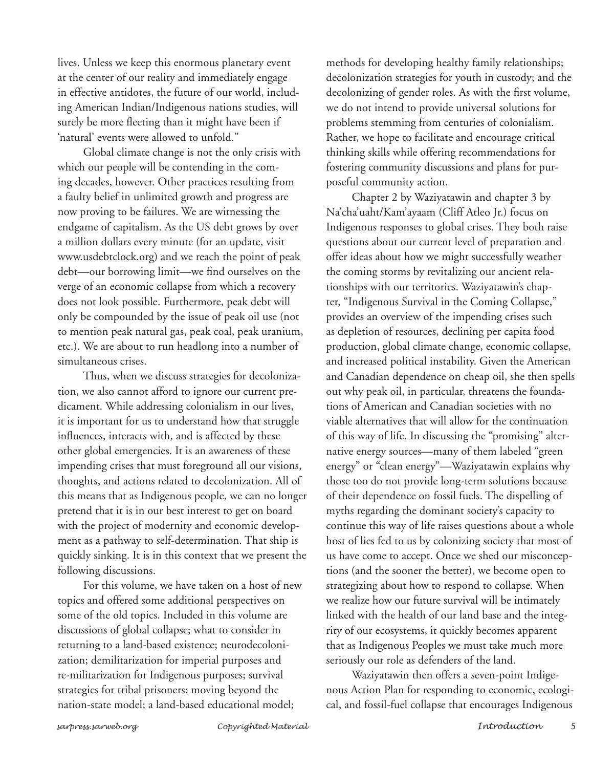lives. Unless we keep this enormous planetary event at the center of our reality and immediately engage in effective antidotes, the future of our world, including American Indian/Indigenous nations studies, will surely be more fleeting than it might have been if 'natural' events were allowed to unfold."

Global climate change is not the only crisis with which our people will be contending in the coming decades, however. Other practices resulting from a faulty belief in unlimited growth and progress are now proving to be failures. We are witnessing the endgame of capitalism. As the US debt grows by over a million dollars every minute (for an update, visit www.usdebtclock.org) and we reach the point of peak debt—our borrowing limit—we find ourselves on the verge of an economic collapse from which a recovery does not look possible. Furthermore, peak debt will only be compounded by the issue of peak oil use (not to mention peak natural gas, peak coal, peak uranium, etc.). We are about to run headlong into a number of simultaneous crises.

Thus, when we discuss strategies for decolonization, we also cannot afford to ignore our current predicament. While addressing colonialism in our lives, it is important for us to understand how that struggle influences, interacts with, and is affected by these other global emergencies. It is an awareness of these impending crises that must foreground all our visions, thoughts, and actions related to decolonization. All of this means that as Indigenous people, we can no longer pretend that it is in our best interest to get on board with the project of modernity and economic development as a pathway to self-determination. That ship is quickly sinking. It is in this context that we present the following discussions.

For this volume, we have taken on a host of new topics and offered some additional perspectives on some of the old topics. Included in this volume are discussions of global collapse; what to consider in returning to a land-based existence; neurodecolonization; demilitarization for imperial purposes and re-militarization for Indigenous purposes; survival strategies for tribal prisoners; moving beyond the nation-state model; a land-based educational model; methods for developing healthy family relationships; decolonization strategies for youth in custody; and the decolonizing of gender roles. As with the first volume, we do not intend to provide universal solutions for problems stemming from centuries of colonialism. Rather, we hope to facilitate and encourage critical thinking skills while offering recommendations for fostering community discussions and plans for purposeful community action.

Chapter 2 by Waziyatawin and chapter 3 by Na'cha'uaht/Kam'ayaam (Cliff Atleo Jr.) focus on Indigenous responses to global crises. They both raise questions about our current level of preparation and offer ideas about how we might successfully weather the coming storms by revitalizing our ancient relationships with our territories. Waziyatawin's chapter, "Indigenous Survival in the Coming Collapse," provides an overview of the impending crises such as depletion of resources, declining per capita food production, global climate change, economic collapse, and increased political instability. Given the American and Canadian dependence on cheap oil, she then spells out why peak oil, in particular, threatens the foundations of American and Canadian societies with no viable alternatives that will allow for the continuation of this way of life. In discussing the "promising" alternative energy sources—many of them labeled "green energy" or "clean energy"—Waziyatawin explains why those too do not provide long-term solutions because of their dependence on fossil fuels. The dispelling of myths regarding the dominant society's capacity to continue this way of life raises questions about a whole host of lies fed to us by colonizing society that most of us have come to accept. Once we shed our misconceptions (and the sooner the better), we become open to strategizing about how to respond to collapse. When we realize how our future survival will be intimately linked with the health of our land base and the integrity of our ecosystems, it quickly becomes apparent that as Indigenous Peoples we must take much more seriously our role as defenders of the land.

Waziyatawin then offers a seven-point Indigenous Action Plan for responding to economic, ecological, and fossil-fuel collapse that encourages Indigenous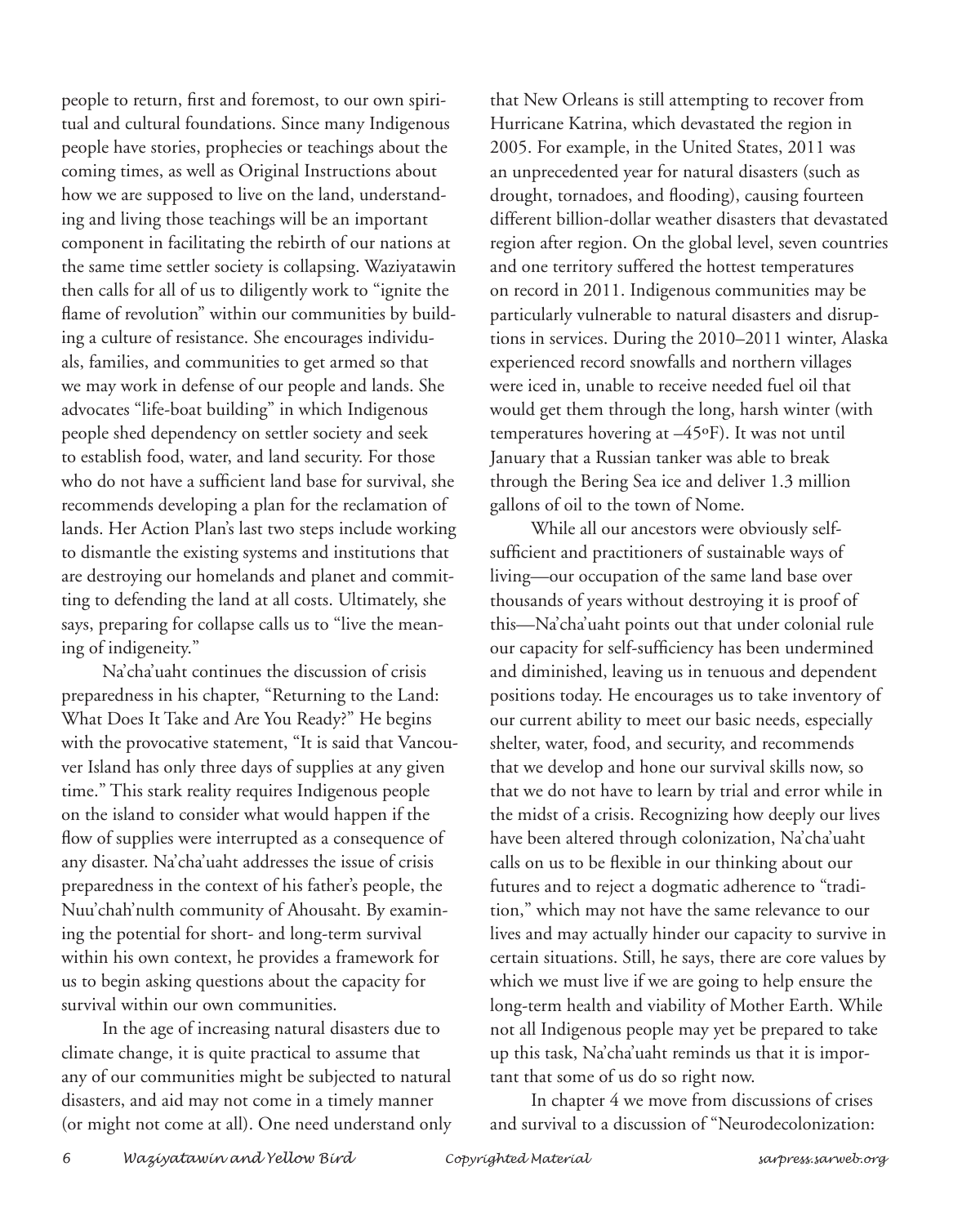people to return, first and foremost, to our own spiritual and cultural foundations. Since many Indigenous people have stories, prophecies or teachings about the coming times, as well as Original Instructions about how we are supposed to live on the land, understanding and living those teachings will be an important component in facilitating the rebirth of our nations at the same time settler society is collapsing. Waziyatawin then calls for all of us to diligently work to "ignite the flame of revolution" within our communities by building a culture of resistance. She encourages individuals, families, and communities to get armed so that we may work in defense of our people and lands. She advocates "life-boat building" in which Indigenous people shed dependency on settler society and seek to establish food, water, and land security. For those who do not have a sufficient land base for survival, she recommends developing a plan for the reclamation of lands. Her Action Plan's last two steps include working to dismantle the existing systems and institutions that are destroying our homelands and planet and committing to defending the land at all costs. Ultimately, she says, preparing for collapse calls us to "live the meaning of indigeneity."

Na'cha'uaht continues the discussion of crisis preparedness in his chapter, "Returning to the Land: What Does It Take and Are You Ready?" He begins with the provocative statement, "It is said that Vancouver Island has only three days of supplies at any given time." This stark reality requires Indigenous people on the island to consider what would happen if the flow of supplies were interrupted as a consequence of any disaster. Na'cha'uaht addresses the issue of crisis preparedness in the context of his father's people, the Nuu'chah'nulth community of Ahousaht. By examining the potential for short- and long-term survival within his own context, he provides a framework for us to begin asking questions about the capacity for survival within our own communities.

In the age of increasing natural disasters due to climate change, it is quite practical to assume that any of our communities might be subjected to natural disasters, and aid may not come in a timely manner (or might not come at all). One need understand only that New Orleans is still attempting to recover from Hurricane Katrina, which devastated the region in 2005. For example, in the United States, 2011 was an unprecedented year for natural disasters (such as drought, tornadoes, and flooding), causing fourteen different billion-dollar weather disasters that devastated region after region. On the global level, seven countries and one territory suffered the hottest temperatures on record in 2011. Indigenous communities may be particularly vulnerable to natural disasters and disruptions in services. During the 2010–2011 winter, Alaska experienced record snowfalls and northern villages were iced in, unable to receive needed fuel oil that would get them through the long, harsh winter (with temperatures hovering at –45ºF). It was not until January that a Russian tanker was able to break through the Bering Sea ice and deliver 1.3 million gallons of oil to the town of Nome.

While all our ancestors were obviously self-sufficient and practitioners of sustainable ways of living—our occupation of the same land base over thousands of years without destroying it is proof of this—Na'cha'uaht points out that under colonial rule our capacity for self-sufficiency has been undermined and diminished, leaving us in tenuous and dependent positions today. He encourages us to take inventory of our current ability to meet our basic needs, especially shelter, water, food, and security, and recommends that we develop and hone our survival skills now, so that we do not have to learn by trial and error while in the midst of a crisis. Recognizing how deeply our lives have been altered through colonization, Na'cha'uaht calls on us to be flexible in our thinking about our futures and to reject a dogmatic adherence to "tradition," which may not have the same relevance to our lives and may actually hinder our capacity to survive in certain situations. Still, he says, there are core values by which we must live if we are going to help ensure the long-term health and viability of Mother Earth. While not all Indigenous people may yet be prepared to take up this task, Na'cha'uaht reminds us that it is important that some of us do so right now.

In chapter 4 we move from discussions of crises and survival to a discussion of "Neurodecolonization: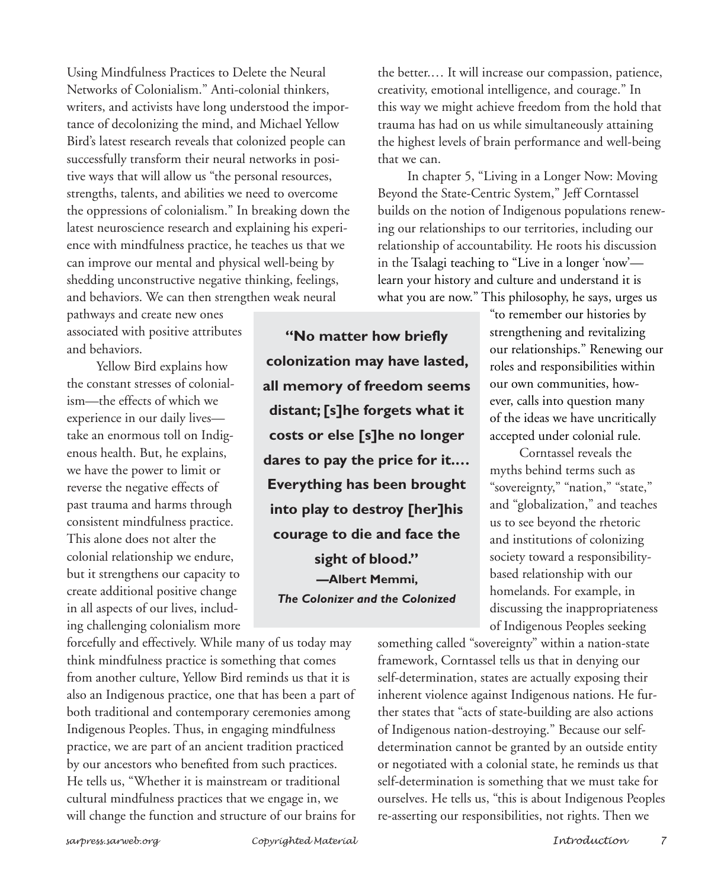Using Mindfulness Practices to Delete the Neural Networks of Colonialism." Anti-colonial thinkers, writers, and activists have long understood the importance of decolonizing the mind, and Michael Yellow Bird's latest research reveals that colonized people can successfully transform their neural networks in positive ways that will allow us "the personal resources, strengths, talents, and abilities we need to overcome the oppressions of colonialism." In breaking down the latest neuroscience research and explaining his experience with mindfulness practice, he teaches us that we can improve our mental and physical well-being by shedding unconstructive negative thinking, feelings, and behaviors. We can then strengthen weak neural pathways and create new ones associated with positive attributes and behaviors.

Yellow Bird explains how the constant stresses of colonialism—the effects of which we experience in our daily lives—take an enormous toll on Indigenous health. But, he explains, we have the power to limit or reverse the negative effects of past trauma and harms through consistent mindfulness practice. This alone does not alter the colonial relationship we endure, but it strengthens our capacity to create additional positive change in all aspects of our lives, including challenging colonialism more forcefully and effectively. While many of us today may think mindfulness practice is something that comes from another culture, Yellow Bird reminds us that it is also an Indigenous practice, one that has been a part of both traditional and contemporary ceremonies among Indigenous Peoples. Thus, in engaging mindfulness practice, we are part of an ancient tradition practiced by our ancestors who benefited from such practices. He tells us, "Whether it is mainstream or traditional cultural mindfulness practices that we engage in, we will change the function and structure of our brains for the better.… It will increase our compassion, patience, creativity, emotional intelligence, and courage." In this way we might achieve freedom from the hold that trauma has had on us while simultaneously attaining the highest levels of brain performance and well-being that we can.

> **"No matter how briefly colonization may have lasted, all memory of freedom seems distant; [s]he forgets what it costs or else [s]he no longer dares to pay the price for it.… Everything has been brought into play to destroy [her]his courage to die and face the sight of blood."**
> **—Albert Memmi,** ***The Colonizer and the Colonized***

In chapter 5, "Living in a Longer Now: Moving Beyond the State-Centric System," Jeff Corntassel builds on the notion of Indigenous populations renewing our relationships to our territories, including our relationship of accountability. He roots his discussion in the Tsalagi teaching to "Live in a longer 'now'—learn your history and culture and understand it is what you are now." This philosophy, he says, urges us "to remember our histories by strengthening and revitalizing our relationships." Renewing our roles and responsibilities within our own communities, however, calls into question many of the ideas we have uncritically accepted under colonial rule.

Corntassel reveals the myths behind terms such as "sovereignty," "nation," "state," and "globalization," and teaches us to see beyond the rhetoric and institutions of colonizing society toward a responsibility-based relationship with our homelands. For example, in discussing the inappropriateness of Indigenous Peoples seeking something called "sovereignty" within a nation-state framework, Corntassel tells us that in denying our self-determination, states are actually exposing their inherent violence against Indigenous nations. He further states that "acts of state-building are also actions of Indigenous nation-destroying." Because our self-determination cannot be granted by an outside entity or negotiated with a colonial state, he reminds us that self-determination is something that we must take for ourselves. He tells us, "this is about Indigenous Peoples re-asserting our responsibilities, not rights. Then we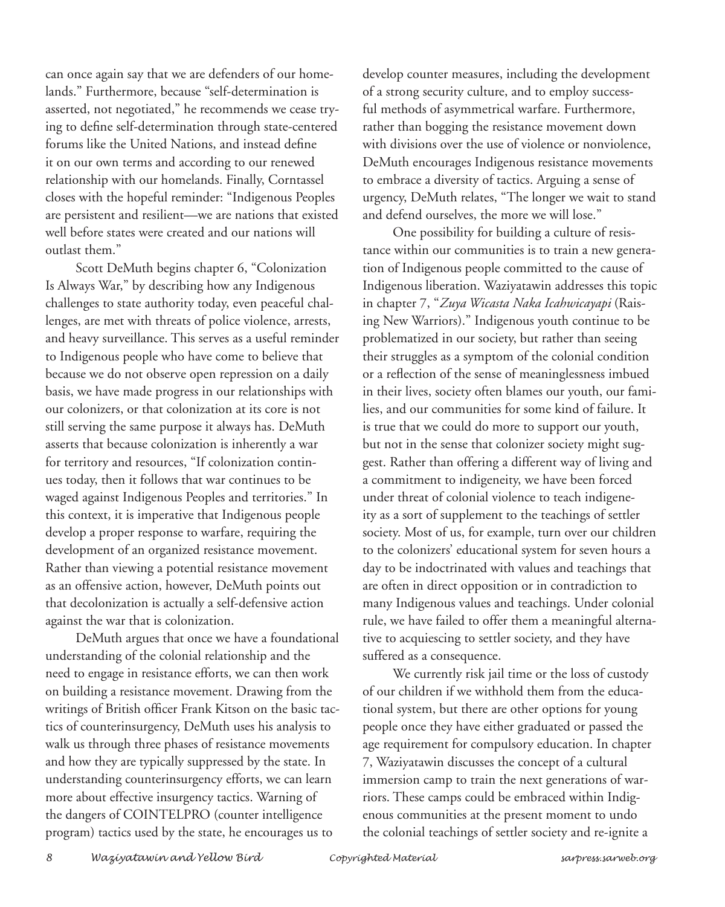can once again say that we are defenders of our homelands." Furthermore, because "self-determination is asserted, not negotiated," he recommends we cease trying to define self-determination through state-centered forums like the United Nations, and instead define it on our own terms and according to our renewed relationship with our homelands. Finally, Corntassel closes with the hopeful reminder: "Indigenous Peoples are persistent and resilient—we are nations that existed well before states were created and our nations will outlast them."

Scott DeMuth begins chapter 6, "Colonization Is Always War," by describing how any Indigenous challenges to state authority today, even peaceful challenges, are met with threats of police violence, arrests, and heavy surveillance. This serves as a useful reminder to Indigenous people who have come to believe that because we do not observe open repression on a daily basis, we have made progress in our relationships with our colonizers, or that colonization at its core is not still serving the same purpose it always has. DeMuth asserts that because colonization is inherently a war for territory and resources, "If colonization continues today, then it follows that war continues to be waged against Indigenous Peoples and territories." In this context, it is imperative that Indigenous people develop a proper response to warfare, requiring the development of an organized resistance movement. Rather than viewing a potential resistance movement as an offensive action, however, DeMuth points out that decolonization is actually a self-defensive action against the war that is colonization.

DeMuth argues that once we have a foundational understanding of the colonial relationship and the need to engage in resistance efforts, we can then work on building a resistance movement. Drawing from the writings of British officer Frank Kitson on the basic tactics of counterinsurgency, DeMuth uses his analysis to walk us through three phases of resistance movements and how they are typically suppressed by the state. In understanding counterinsurgency efforts, we can learn more about effective insurgency tactics. Warning of the dangers of COINTELPRO (counter intelligence program) tactics used by the state, he encourages us to develop counter measures, including the development of a strong security culture, and to employ successful methods of asymmetrical warfare. Furthermore, rather than bogging the resistance movement down with divisions over the use of violence or nonviolence, DeMuth encourages Indigenous resistance movements to embrace a diversity of tactics. Arguing a sense of urgency, DeMuth relates, "The longer we wait to stand and defend ourselves, the more we will lose."

One possibility for building a culture of resistance within our communities is to train a new generation of Indigenous people committed to the cause of Indigenous liberation. Waziyatawin addresses this topic in chapter 7, "*Zuya Wicasta Naka Icahwicayapi* (Raising New Warriors)." Indigenous youth continue to be problematized in our society, but rather than seeing their struggles as a symptom of the colonial condition or a reflection of the sense of meaninglessness imbued in their lives, society often blames our youth, our families, and our communities for some kind of failure. It is true that we could do more to support our youth, but not in the sense that colonizer society might suggest. Rather than offering a different way of living and a commitment to indigeneity, we have been forced under threat of colonial violence to teach indigeneity as a sort of supplement to the teachings of settler society. Most of us, for example, turn over our children to the colonizers' educational system for seven hours a day to be indoctrinated with values and teachings that are often in direct opposition or in contradiction to many Indigenous values and teachings. Under colonial rule, we have failed to offer them a meaningful alternative to acquiescing to settler society, and they have suffered as a consequence.

We currently risk jail time or the loss of custody of our children if we withhold them from the educational system, but there are other options for young people once they have either graduated or passed the age requirement for compulsory education. In chapter 7, Waziyatawin discusses the concept of a cultural immersion camp to train the next generations of warriors. These camps could be embraced within Indigenous communities at the present moment to undo the colonial teachings of settler society and re-ignite a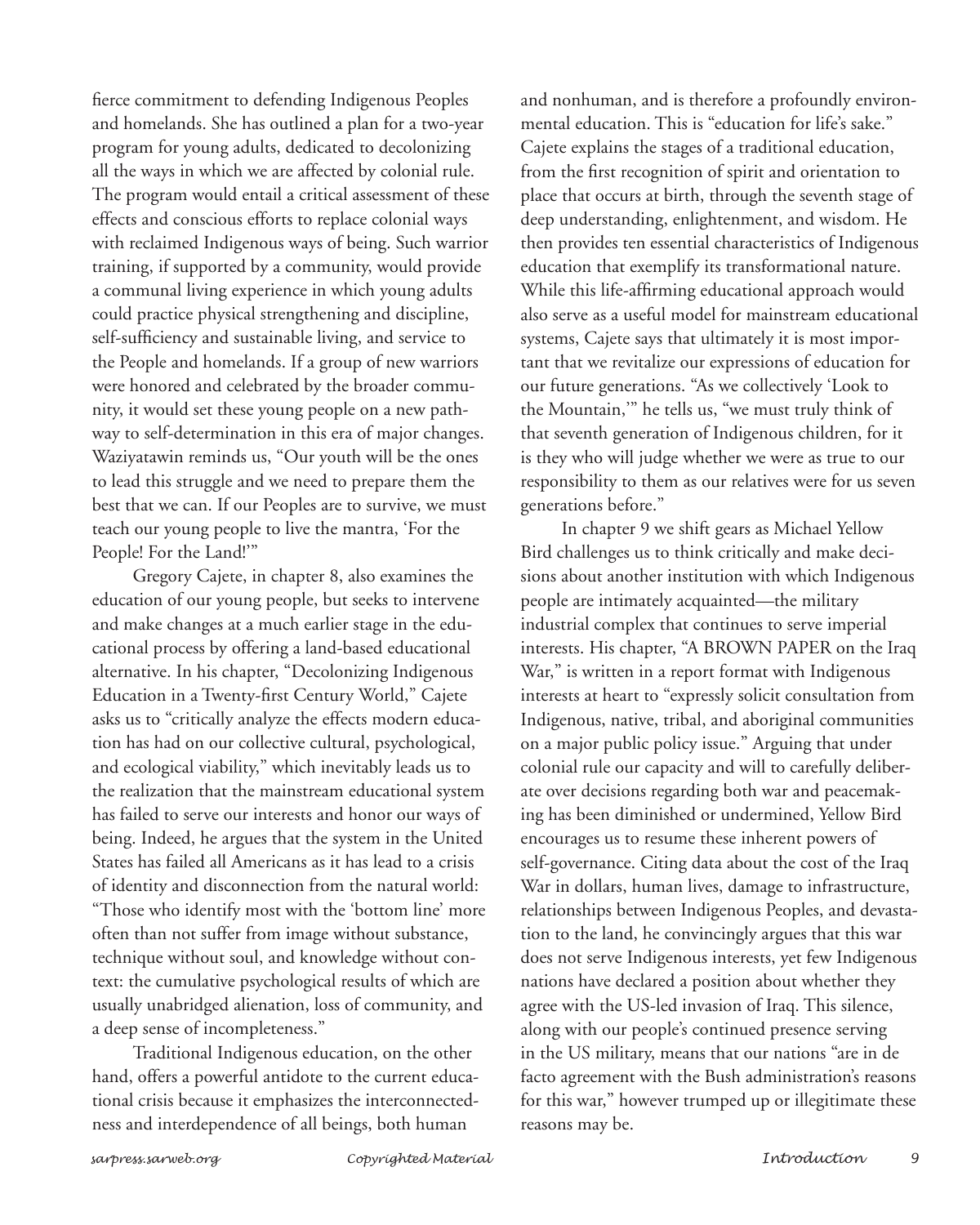fierce commitment to defending Indigenous Peoples and homelands. She has outlined a plan for a two-year program for young adults, dedicated to decolonizing all the ways in which we are affected by colonial rule. The program would entail a critical assessment of these effects and conscious efforts to replace colonial ways with reclaimed Indigenous ways of being. Such warrior training, if supported by a community, would provide a communal living experience in which young adults could practice physical strengthening and discipline, self-sufficiency and sustainable living, and service to the People and homelands. If a group of new warriors were honored and celebrated by the broader community, it would set these young people on a new pathway to self-determination in this era of major changes. Waziyatawin reminds us, "Our youth will be the ones to lead this struggle and we need to prepare them the best that we can. If our Peoples are to survive, we must teach our young people to live the mantra, 'For the People! For the Land!'"

Gregory Cajete, in chapter 8, also examines the education of our young people, but seeks to intervene and make changes at a much earlier stage in the educational process by offering a land-based educational alternative. In his chapter, "Decolonizing Indigenous Education in a Twenty-first Century World," Cajete asks us to "critically analyze the effects modern education has had on our collective cultural, psychological, and ecological viability," which inevitably leads us to the realization that the mainstream educational system has failed to serve our interests and honor our ways of being. Indeed, he argues that the system in the United States has failed all Americans as it has lead to a crisis of identity and disconnection from the natural world: "Those who identify most with the 'bottom line' more often than not suffer from image without substance, technique without soul, and knowledge without context: the cumulative psychological results of which are usually unabridged alienation, loss of community, and a deep sense of incompleteness."

Traditional Indigenous education, on the other hand, offers a powerful antidote to the current educational crisis because it emphasizes the interconnectedness and interdependence of all beings, both human and nonhuman, and is therefore a profoundly environmental education. This is "education for life's sake." Cajete explains the stages of a traditional education, from the first recognition of spirit and orientation to place that occurs at birth, through the seventh stage of deep understanding, enlightenment, and wisdom. He then provides ten essential characteristics of Indigenous education that exemplify its transformational nature. While this life-affirming educational approach would also serve as a useful model for mainstream educational systems, Cajete says that ultimately it is most important that we revitalize our expressions of education for our future generations. "As we collectively 'Look to the Mountain,'" he tells us, "we must truly think of that seventh generation of Indigenous children, for it is they who will judge whether we were as true to our responsibility to them as our relatives were for us seven generations before."

In chapter 9 we shift gears as Michael Yellow Bird challenges us to think critically and make decisions about another institution with which Indigenous people are intimately acquainted—the military industrial complex that continues to serve imperial interests. His chapter, "A BROWN PAPER on the Iraq War," is written in a report format with Indigenous interests at heart to "expressly solicit consultation from Indigenous, native, tribal, and aboriginal communities on a major public policy issue." Arguing that under colonial rule our capacity and will to carefully deliberate over decisions regarding both war and peacemaking has been diminished or undermined, Yellow Bird encourages us to resume these inherent powers of self-governance. Citing data about the cost of the Iraq War in dollars, human lives, damage to infrastructure, relationships between Indigenous Peoples, and devastation to the land, he convincingly argues that this war does not serve Indigenous interests, yet few Indigenous nations have declared a position about whether they agree with the US-led invasion of Iraq. This silence, along with our people's continued presence serving in the US military, means that our nations "are in de facto agreement with the Bush administration's reasons for this war," however trumped up or illegitimate these reasons may be.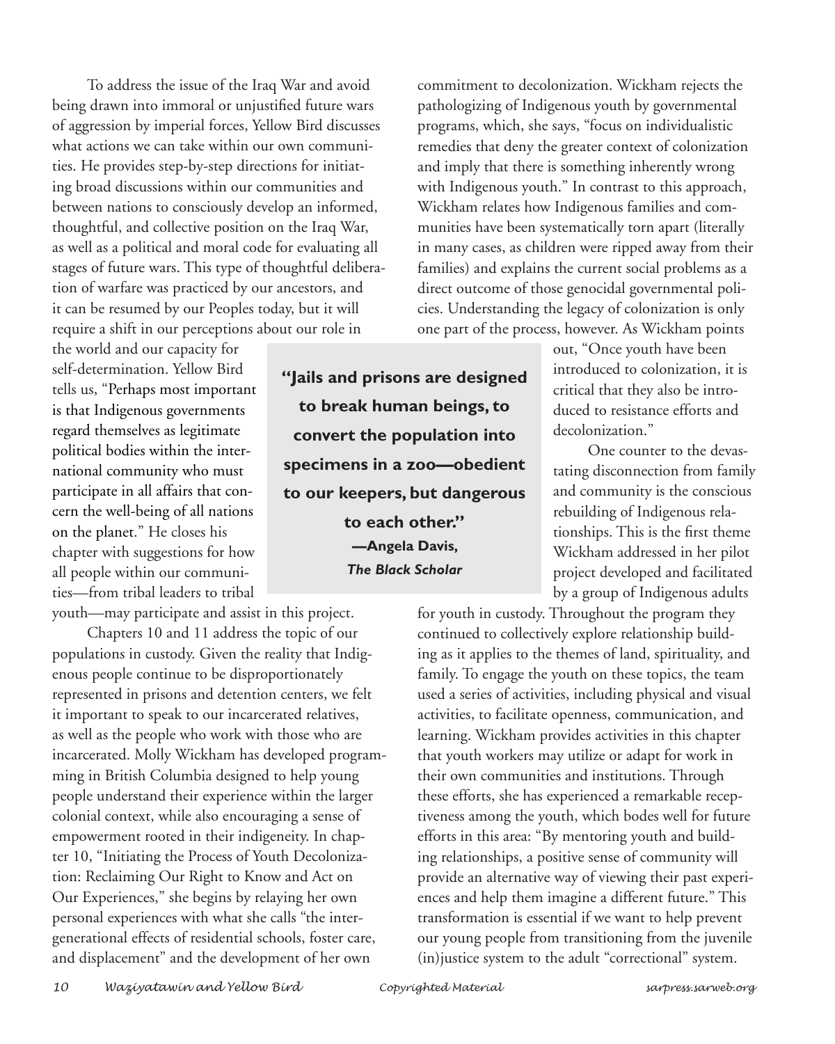To address the issue of the Iraq War and avoid being drawn into immoral or unjustified future wars of aggression by imperial forces, Yellow Bird discusses what actions we can take within our own communities. He provides step-by-step directions for initiating broad discussions within our communities and between nations to consciously develop an informed, thoughtful, and collective position on the Iraq War, as well as a political and moral code for evaluating all stages of future wars. This type of thoughtful deliberation of warfare was practiced by our ancestors, and it can be resumed by our Peoples today, but it will require a shift in our perceptions about our role in the world and our capacity for self-determination. Yellow Bird tells us, "Perhaps most important is that Indigenous governments regard themselves as legitimate political bodies within the international community who must participate in all affairs that concern the well-being of all nations on the planet." He closes his chapter with suggestions for how all people within our communities—from tribal leaders to tribal youth—may participate and assist in this project.

Chapters 10 and 11 address the topic of our populations in custody. Given the reality that Indigenous people continue to be disproportionately represented in prisons and detention centers, we felt it important to speak to our incarcerated relatives, as well as the people who work with those who are incarcerated. Molly Wickham has developed programming in British Columbia designed to help young people understand their experience within the larger colonial context, while also encouraging a sense of empowerment rooted in their indigeneity. In chapter 10, "Initiating the Process of Youth Decolonization: Reclaiming Our Right to Know and Act on Our Experiences," she begins by relaying her own personal experiences with what she calls "the intergenerational effects of residential schools, foster care, and displacement" and the development of her own commitment to decolonization. Wickham rejects the pathologizing of Indigenous youth by governmental programs, which, she says, "focus on individualistic remedies that deny the greater context of colonization and imply that there is something inherently wrong with Indigenous youth." In contrast to this approach, Wickham relates how Indigenous families and communities have been systematically torn apart (literally in many cases, as children were ripped away from their families) and explains the current social problems as a direct outcome of those genocidal governmental policies. Understanding the legacy of colonization is only one part of the process, however. As Wickham points out, "Once youth have been introduced to colonization, it is critical that they also be introduced to resistance efforts and decolonization."

> **"Jails and prisons are designed to break human beings, to convert the population into specimens in a zoo—obedient to our keepers, but dangerous to each other."**
> **—Angela Davis,** ***The Black Scholar***

One counter to the devastating disconnection from family and community is the conscious rebuilding of Indigenous relationships. This is the first theme Wickham addressed in her pilot project developed and facilitated by a group of Indigenous adults for youth in custody. Throughout the program they continued to collectively explore relationship building as it applies to the themes of land, spirituality, and family. To engage the youth on these topics, the team used a series of activities, including physical and visual activities, to facilitate openness, communication, and learning. Wickham provides activities in this chapter that youth workers may utilize or adapt for work in their own communities and institutions. Through these efforts, she has experienced a remarkable receptiveness among the youth, which bodes well for future efforts in this area: "By mentoring youth and building relationships, a positive sense of community will provide an alternative way of viewing their past experiences and help them imagine a different future." This transformation is essential if we want to help prevent our young people from transitioning from the juvenile (in)justice system to the adult "correctional" system.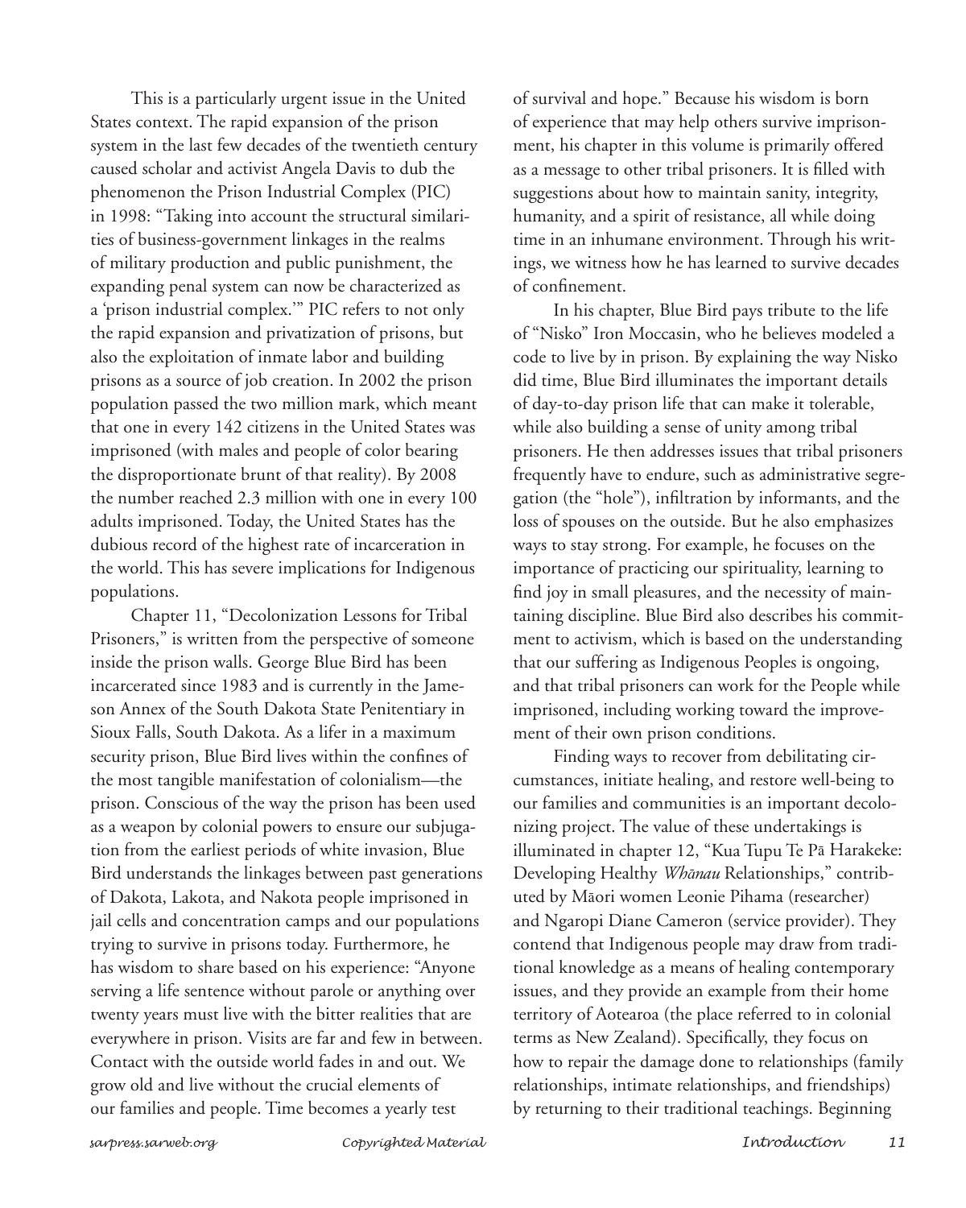This is a particularly urgent issue in the United States context. The rapid expansion of the prison system in the last few decades of the twentieth century caused scholar and activist Angela Davis to dub the phenomenon the Prison Industrial Complex (PIC) in 1998: "Taking into account the structural similarities of business-government linkages in the realms of military production and public punishment, the expanding penal system can now be characterized as a 'prison industrial complex.'" PIC refers to not only the rapid expansion and privatization of prisons, but also the exploitation of inmate labor and building prisons as a source of job creation. In 2002 the prison population passed the two million mark, which meant that one in every 142 citizens in the United States was imprisoned (with males and people of color bearing the disproportionate brunt of that reality). By 2008 the number reached 2.3 million with one in every 100 adults imprisoned. Today, the United States has the dubious record of the highest rate of incarceration in the world. This has severe implications for Indigenous populations.

Chapter 11, "Decolonization Lessons for Tribal Prisoners," is written from the perspective of someone inside the prison walls. George Blue Bird has been incarcerated since 1983 and is currently in the Jameson Annex of the South Dakota State Penitentiary in Sioux Falls, South Dakota. As a lifer in a maximum security prison, Blue Bird lives within the confines of the most tangible manifestation of colonialism—the prison. Conscious of the way the prison has been used as a weapon by colonial powers to ensure our subjugation from the earliest periods of white invasion, Blue Bird understands the linkages between past generations of Dakota, Lakota, and Nakota people imprisoned in jail cells and concentration camps and our populations trying to survive in prisons today. Furthermore, he has wisdom to share based on his experience: "Anyone serving a life sentence without parole or anything over twenty years must live with the bitter realities that are everywhere in prison. Visits are far and few in between. Contact with the outside world fades in and out. We grow old and live without the crucial elements of our families and people. Time becomes a yearly test of survival and hope." Because his wisdom is born of experience that may help others survive imprisonment, his chapter in this volume is primarily offered as a message to other tribal prisoners. It is filled with suggestions about how to maintain sanity, integrity, humanity, and a spirit of resistance, all while doing time in an inhumane environment. Through his writings, we witness how he has learned to survive decades of confinement.

In his chapter, Blue Bird pays tribute to the life of "Nisko" Iron Moccasin, who he believes modeled a code to live by in prison. By explaining the way Nisko did time, Blue Bird illuminates the important details of day-to-day prison life that can make it tolerable, while also building a sense of unity among tribal prisoners. He then addresses issues that tribal prisoners frequently have to endure, such as administrative segregation (the "hole"), infiltration by informants, and the loss of spouses on the outside. But he also emphasizes ways to stay strong. For example, he focuses on the importance of practicing our spirituality, learning to find joy in small pleasures, and the necessity of maintaining discipline. Blue Bird also describes his commitment to activism, which is based on the understanding that our suffering as Indigenous Peoples is ongoing, and that tribal prisoners can work for the People while imprisoned, including working toward the improvement of their own prison conditions.

Finding ways to recover from debilitating circumstances, initiate healing, and restore well-being to our families and communities is an important decolonizing project. The value of these undertakings is illuminated in chapter 12, "Kua Tupu Te Pā Harakeke: Developing Healthy *Whānau* Relationships," contributed by Māori women Leonie Pihama (researcher) and Ngaropi Diane Cameron (service provider). They contend that Indigenous people may draw from traditional knowledge as a means of healing contemporary issues, and they provide an example from their home territory of Aotearoa (the place referred to in colonial terms as New Zealand). Specifically, they focus on how to repair the damage done to relationships (family relationships, intimate relationships, and friendships) by returning to their traditional teachings. Beginning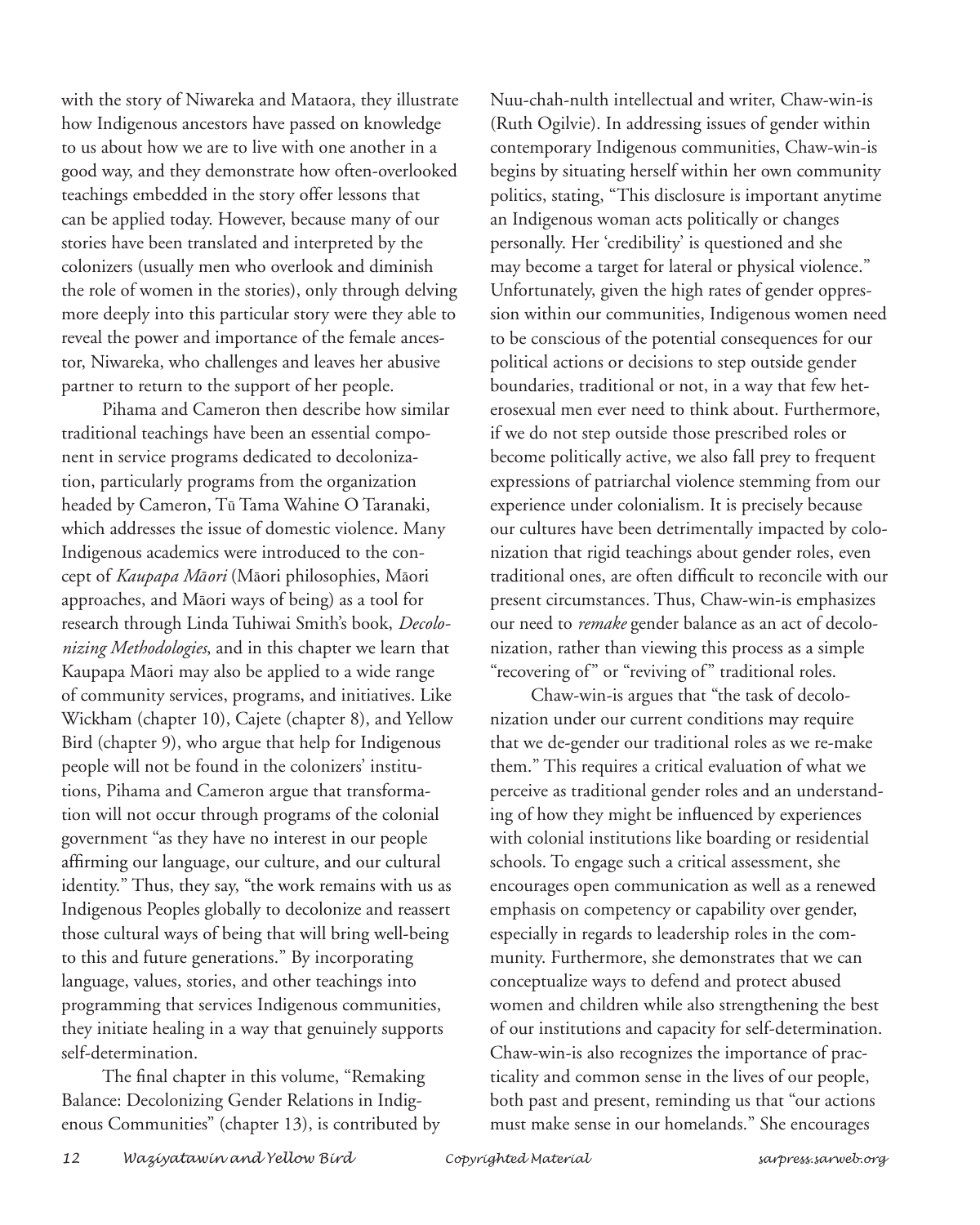with the story of Niwareka and Mataora, they illustrate how Indigenous ancestors have passed on knowledge to us about how we are to live with one another in a good way, and they demonstrate how often-overlooked teachings embedded in the story offer lessons that can be applied today. However, because many of our stories have been translated and interpreted by the colonizers (usually men who overlook and diminish the role of women in the stories), only through delving more deeply into this particular story were they able to reveal the power and importance of the female ancestor, Niwareka, who challenges and leaves her abusive partner to return to the support of her people.

Pihama and Cameron then describe how similar traditional teachings have been an essential component in service programs dedicated to decolonization, particularly programs from the organization headed by Cameron, Tū Tama Wahine O Taranaki, which addresses the issue of domestic violence. Many Indigenous academics were introduced to the concept of *Kaupapa Māori* (Māori philosophies, Māori approaches, and Māori ways of being) as a tool for research through Linda Tuhiwai Smith's book, *Decolonizing Methodologies*, and in this chapter we learn that Kaupapa Māori may also be applied to a wide range of community services, programs, and initiatives. Like Wickham (chapter 10), Cajete (chapter 8), and Yellow Bird (chapter 9), who argue that help for Indigenous people will not be found in the colonizers' institutions, Pihama and Cameron argue that transformation will not occur through programs of the colonial government "as they have no interest in our people affirming our language, our culture, and our cultural identity." Thus, they say, "the work remains with us as Indigenous Peoples globally to decolonize and reassert those cultural ways of being that will bring well-being to this and future generations." By incorporating language, values, stories, and other teachings into programming that services Indigenous communities, they initiate healing in a way that genuinely supports self-determination.

The final chapter in this volume, "Remaking Balance: Decolonizing Gender Relations in Indigenous Communities" (chapter 13), is contributed by Nuu-chah-nulth intellectual and writer, Chaw-win-is (Ruth Ogilvie). In addressing issues of gender within contemporary Indigenous communities, Chaw-win-is begins by situating herself within her own community politics, stating, "This disclosure is important anytime an Indigenous woman acts politically or changes personally. Her 'credibility' is questioned and she may become a target for lateral or physical violence." Unfortunately, given the high rates of gender oppression within our communities, Indigenous women need to be conscious of the potential consequences for our political actions or decisions to step outside gender boundaries, traditional or not, in a way that few heterosexual men ever need to think about. Furthermore, if we do not step outside those prescribed roles or become politically active, we also fall prey to frequent expressions of patriarchal violence stemming from our experience under colonialism. It is precisely because our cultures have been detrimentally impacted by colonization that rigid teachings about gender roles, even traditional ones, are often difficult to reconcile with our present circumstances. Thus, Chaw-win-is emphasizes our need to *remake* gender balance as an act of decolonization, rather than viewing this process as a simple "recovering of" or "reviving of" traditional roles.

Chaw-win-is argues that "the task of decolonization under our current conditions may require that we de-gender our traditional roles as we re-make them." This requires a critical evaluation of what we perceive as traditional gender roles and an understanding of how they might be influenced by experiences with colonial institutions like boarding or residential schools. To engage such a critical assessment, she encourages open communication as well as a renewed emphasis on competency or capability over gender, especially in regards to leadership roles in the community. Furthermore, she demonstrates that we can conceptualize ways to defend and protect abused women and children while also strengthening the best of our institutions and capacity for self-determination. Chaw-win-is also recognizes the importance of practicality and common sense in the lives of our people, both past and present, reminding us that "our actions must make sense in our homelands." She encourages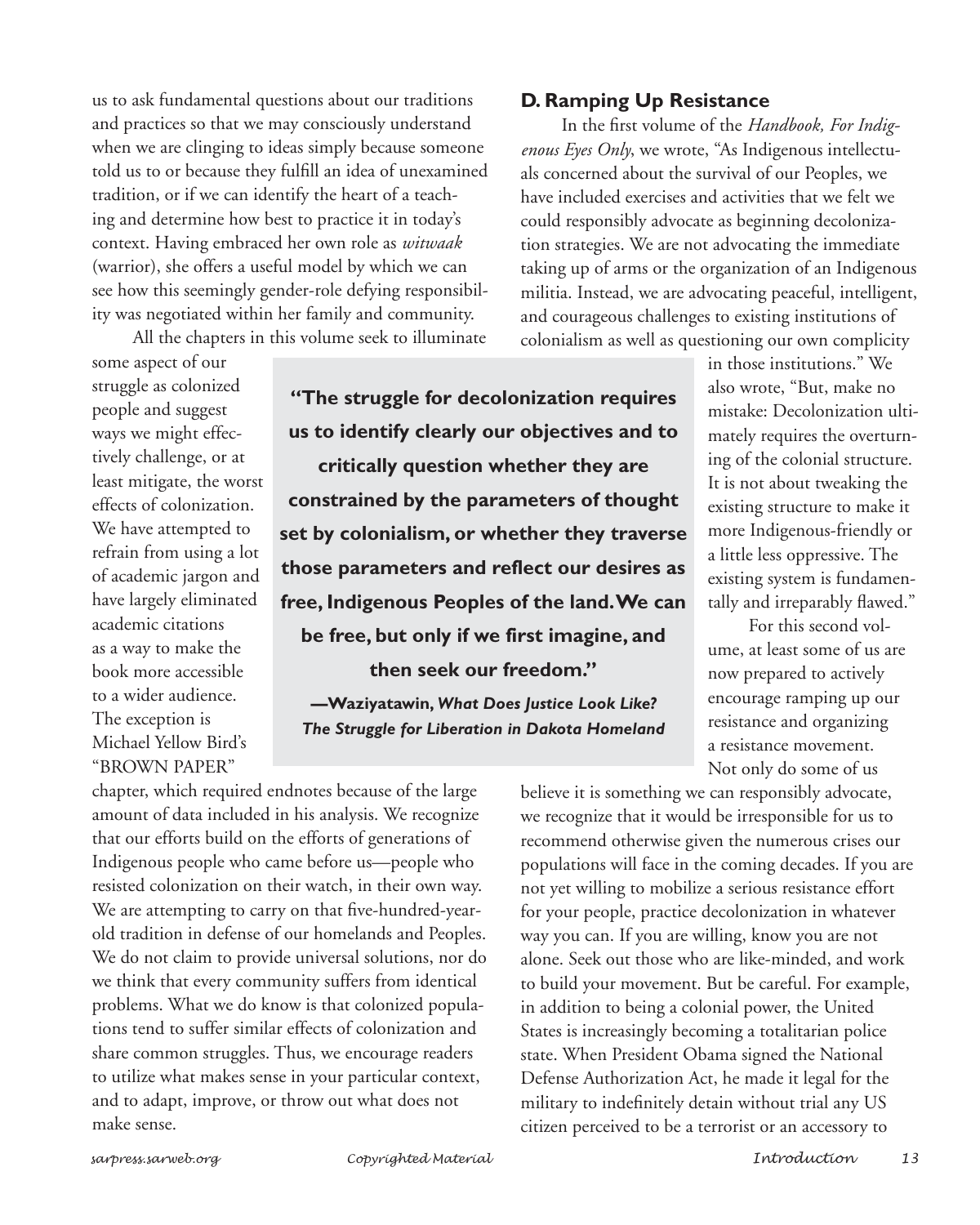us to ask fundamental questions about our traditions and practices so that we may consciously understand when we are clinging to ideas simply because someone told us to or because they fulfill an idea of unexamined tradition, or if we can identify the heart of a teaching and determine how best to practice it in today's context. Having embraced her own role as *witwaak* (warrior), she offers a useful model by which we can see how this seemingly gender-role defying responsibility was negotiated within her family and community.

All the chapters in this volume seek to illuminate some aspect of our struggle as colonized people and suggest ways we might effectively challenge, or at least mitigate, the worst effects of colonization. We have attempted to refrain from using a lot of academic jargon and have largely eliminated academic citations as a way to make the book more accessible to a wider audience. The exception is Michael Yellow Bird's "BROWN PAPER" chapter, which required endnotes because of the large amount of data included in his analysis. We recognize that our efforts build on the efforts of generations of Indigenous people who came before us—people who resisted colonization on their watch, in their own way. We are attempting to carry on that five-hundred-year-old tradition in defense of our homelands and Peoples. We do not claim to provide universal solutions, nor do we think that every community suffers from identical problems. What we do know is that colonized populations tend to suffer similar effects of colonization and share common struggles. Thus, we encourage readers to utilize what makes sense in your particular context, and to adapt, improve, or throw out what does not make sense.

> **"The struggle for decolonization requires us to identify clearly our objectives and to critically question whether they are constrained by the parameters of thought set by colonialism, or whether they traverse those parameters and reflect our desires as free, Indigenous Peoples of the land. We can be free, but only if we first imagine, and then seek our freedom."**
>
> **—Waziyatawin, *What Does Justice Look Like? The Struggle for Liberation in Dakota Homeland***

## D. Ramping Up Resistance

In the first volume of the *Handbook, For Indigenous Eyes Only*, we wrote, "As Indigenous intellectuals concerned about the survival of our Peoples, we have included exercises and activities that we felt we could responsibly advocate as beginning decolonization strategies. We are not advocating the immediate taking up of arms or the organization of an Indigenous militia. Instead, we are advocating peaceful, intelligent, and courageous challenges to existing institutions of colonialism as well as questioning our own complicity in those institutions." We also wrote, "But, make no mistake: Decolonization ultimately requires the overturning of the colonial structure. It is not about tweaking the existing structure to make it more Indigenous-friendly or a little less oppressive. The existing system is fundamentally and irreparably flawed."

For this second volume, at least some of us are now prepared to actively encourage ramping up our resistance and organizing a resistance movement. Not only do some of us believe it is something we can responsibly advocate, we recognize that it would be irresponsible for us to recommend otherwise given the numerous crises our populations will face in the coming decades. If you are not yet willing to mobilize a serious resistance effort for your people, practice decolonization in whatever way you can. If you are willing, know you are not alone. Seek out those who are like-minded, and work to build your movement. But be careful. For example, in addition to being a colonial power, the United States is increasingly becoming a totalitarian police state. When President Obama signed the National Defense Authorization Act, he made it legal for the military to indefinitely detain without trial any US citizen perceived to be a terrorist or an accessory to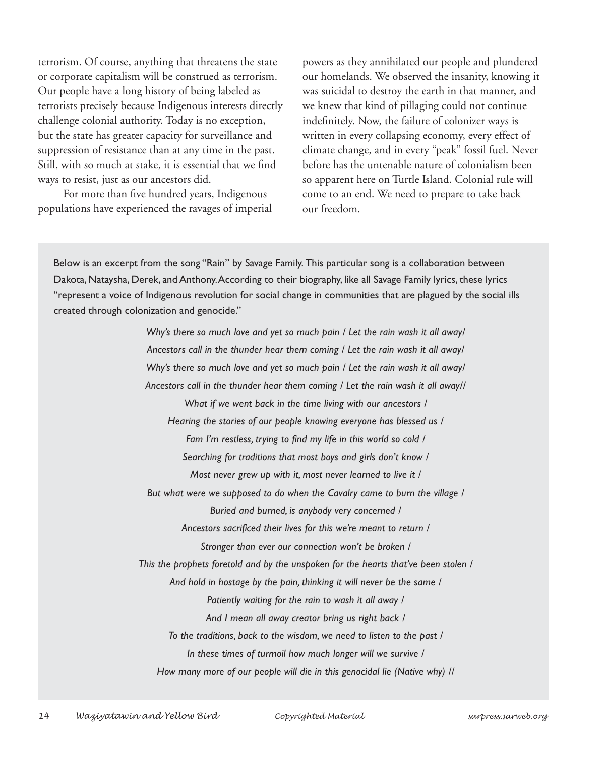terrorism. Of course, anything that threatens the state or corporate capitalism will be construed as terrorism. Our people have a long history of being labeled as terrorists precisely because Indigenous interests directly challenge colonial authority. Today is no exception, but the state has greater capacity for surveillance and suppression of resistance than at any time in the past. Still, with so much at stake, it is essential that we find ways to resist, just as our ancestors did.

For more than five hundred years, Indigenous populations have experienced the ravages of imperial powers as they annihilated our people and plundered our homelands. We observed the insanity, knowing it was suicidal to destroy the earth in that manner, and we knew that kind of pillaging could not continue indefinitely. Now, the failure of colonizer ways is written in every collapsing economy, every effect of climate change, and in every "peak" fossil fuel. Never before has the untenable nature of colonialism been so apparent here on Turtle Island. Colonial rule will come to an end. We need to prepare to take back our freedom.

Below is an excerpt from the song "Rain" by Savage Family. This particular song is a collaboration between Dakota, Nataysha, Derek, and Anthony. According to their biography, like all Savage Family lyrics, these lyrics "represent a voice of Indigenous revolution for social change in communities that are plagued by the social ills created through colonization and genocide."

*Why's there so much love and yet so much pain / Let the rain wash it all away/*
*Ancestors call in the thunder hear them coming / Let the rain wash it all away/*
*Why's there so much love and yet so much pain / Let the rain wash it all away/*
*Ancestors call in the thunder hear them coming / Let the rain wash it all away//*
*What if we went back in the time living with our ancestors /*
*Hearing the stories of our people knowing everyone has blessed us /*
*Fam I'm restless, trying to find my life in this world so cold /*
*Searching for traditions that most boys and girls don't know /*
*Most never grew up with it, most never learned to live it /*
*But what were we supposed to do when the Cavalry came to burn the village /*
*Buried and burned, is anybody very concerned /*
*Ancestors sacrificed their lives for this we're meant to return /*
*Stronger than ever our connection won't be broken /*
*This the prophets foretold and by the unspoken for the hearts that've been stolen /*
*And hold in hostage by the pain, thinking it will never be the same /*
*Patiently waiting for the rain to wash it all away /*
*And I mean all away creator bring us right back /*
*To the traditions, back to the wisdom, we need to listen to the past /*
*In these times of turmoil how much longer will we survive /*
*How many more of our people will die in this genocidal lie (Native why) //*